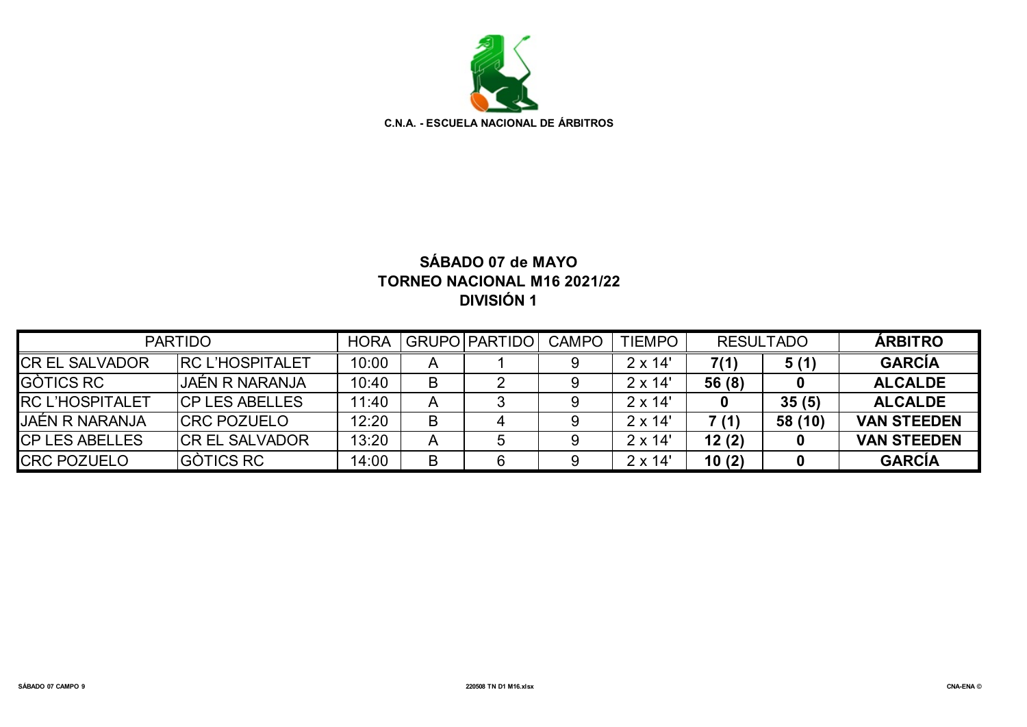C.N.A. - ESCUELA NACIONAL DE ÁRBITROS

## SÁBADO 07 de MAYO
## TORNEO NACIONAL M16 2021/22
## DIVISIÓN 1

| PARTIDO | | HORA | GRUPO | PARTIDO | CAMPO | TIEMPO | RESULTADO | | ÁRBITRO |
|---|---|---|---|---|---|---|---|---|---|
| CR EL SALVADOR | RC L'HOSPITALET | 10:00 | A | 1 | 9 | 2 x 14' | **7(1)** | **5 (1)** | **GARCÍA** |
| GÒTICS RC | JAÉN R NARANJA | 10:40 | B | 2 | 9 | 2 x 14' | **56 (8)** | **0** | **ALCALDE** |
| RC L'HOSPITALET | CP LES ABELLES | 11:40 | A | 3 | 9 | 2 x 14' | **0** | **35 (5)** | **ALCALDE** |
| JAÉN R NARANJA | CRC POZUELO | 12:20 | B | 4 | 9 | 2 x 14' | **7 (1)** | **58 (10)** | **VAN STEEDEN** |
| CP LES ABELLES | CR EL SALVADOR | 13:20 | A | 5 | 9 | 2 x 14' | **12 (2)** | **0** | **VAN STEEDEN** |
| CRC POZUELO | GÒTICS RC | 14:00 | B | 6 | 9 | 2 x 14' | **10 (2)** | **0** | **GARCÍA** |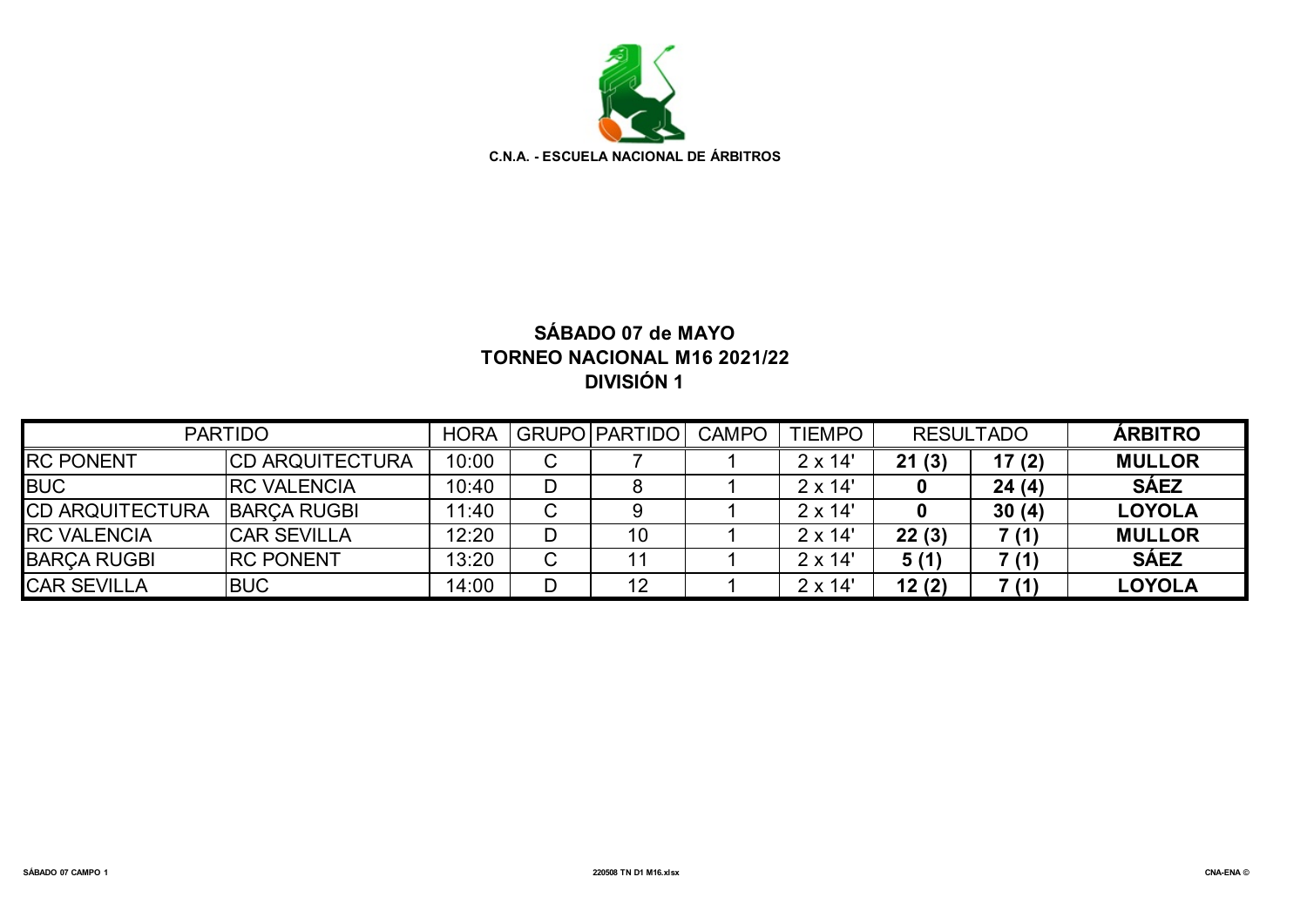C.N.A. - ESCUELA NACIONAL DE ÁRBITROS

## SÁBADO 07 de MAYO
## TORNEO NACIONAL M16 2021/22
## DIVISIÓN 1

| PARTIDO | | HORA | GRUPO | PARTIDO | CAMPO | TIEMPO | RESULTADO | | ÁRBITRO |
|---|---|---|---|---|---|---|---|---|---|
| RC PONENT | CD ARQUITECTURA | 10:00 | C | 7 | 1 | 2 x 14' | **21 (3)** | **17 (2)** | **MULLOR** |
| BUC | RC VALENCIA | 10:40 | D | 8 | 1 | 2 x 14' | **0** | **24 (4)** | **SÁEZ** |
| CD ARQUITECTURA | BARÇA RUGBI | 11:40 | C | 9 | 1 | 2 x 14' | **0** | **30 (4)** | **LOYOLA** |
| RC VALENCIA | CAR SEVILLA | 12:20 | D | 10 | 1 | 2 x 14' | **22 (3)** | **7 (1)** | **MULLOR** |
| BARÇA RUGBI | RC PONENT | 13:20 | C | 11 | 1 | 2 x 14' | **5 (1)** | **7 (1)** | **SÁEZ** |
| CAR SEVILLA | BUC | 14:00 | D | 12 | 1 | 2 x 14' | **12 (2)** | **7 (1)** | **LOYOLA** |

SÁBADO 07 CAMPO 1 220508 TN D1 M16.xlsx CNA-ENA ©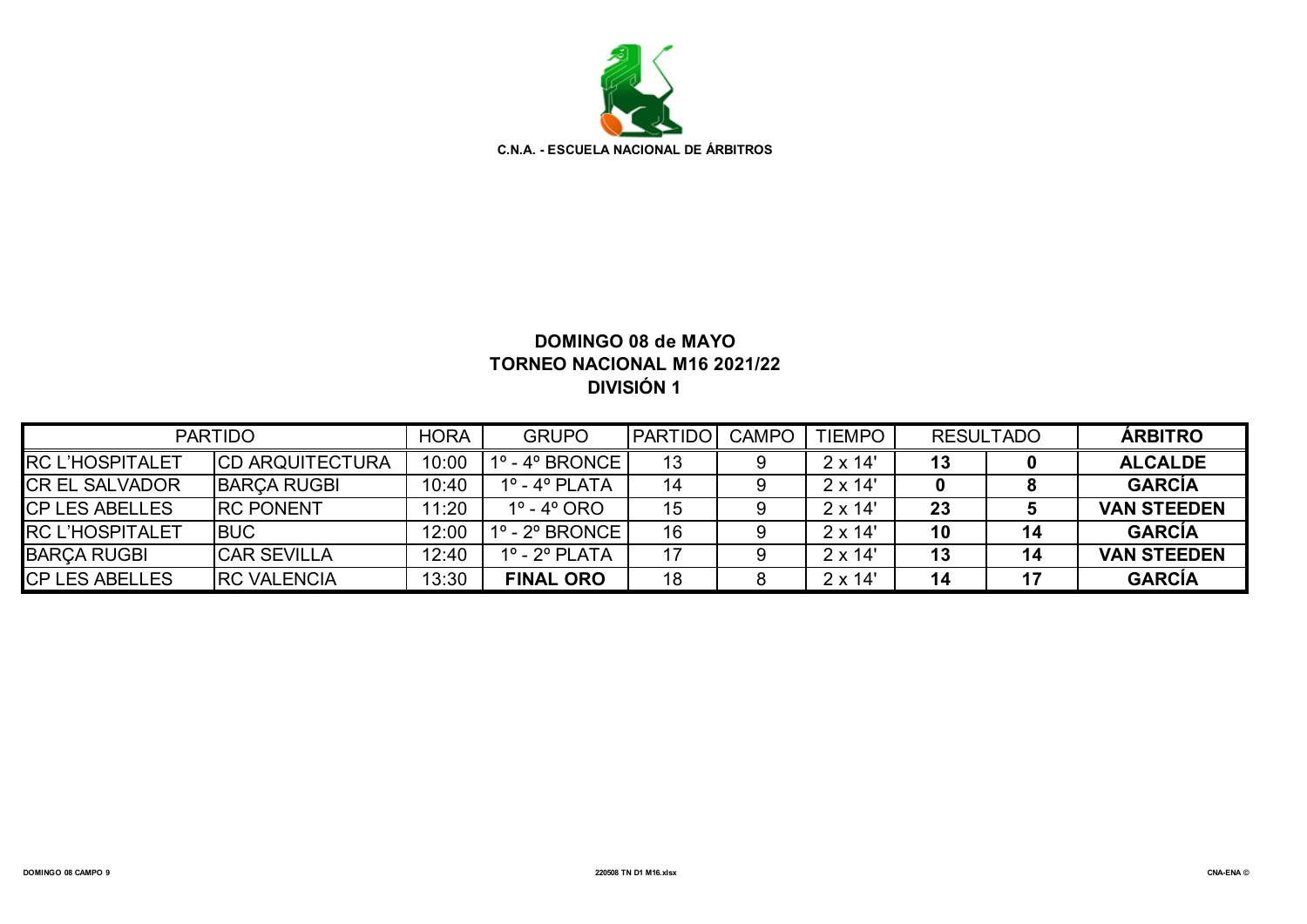C.N.A. - ESCUELA NACIONAL DE ÁRBITROS

**DOMINGO 08 de MAYO**
**TORNEO NACIONAL M16 2021/22**
**DIVISIÓN 1**

| PARTIDO | | HORA | GRUPO | PARTIDO | CAMPO | TIEMPO | RESULTADO | | ÁRBITRO |
|---|---|---|---|---|---|---|---|---|---|
| RC L'HOSPITALET | CD ARQUITECTURA | 10:00 | 1º - 4º BRONCE | 13 | 9 | 2 x 14' | **13** | **0** | **ALCALDE** |
| CR EL SALVADOR | BARÇA RUGBI | 10:40 | 1º - 4º PLATA | 14 | 9 | 2 x 14' | **0** | **8** | **GARCÍA** |
| CP LES ABELLES | RC PONENT | 11:20 | 1º - 4º ORO | 15 | 9 | 2 x 14' | **23** | **5** | **VAN STEEDEN** |
| RC L'HOSPITALET | BUC | 12:00 | 1º - 2º BRONCE | 16 | 9 | 2 x 14' | **10** | **14** | **GARCÍA** |
| BARÇA RUGBI | CAR SEVILLA | 12:40 | 1º - 2º PLATA | 17 | 9 | 2 x 14' | **13** | **14** | **VAN STEEDEN** |
| CP LES ABELLES | RC VALENCIA | 13:30 | **FINAL ORO** | 18 | 8 | 2 x 14' | **14** | **17** | **GARCÍA** |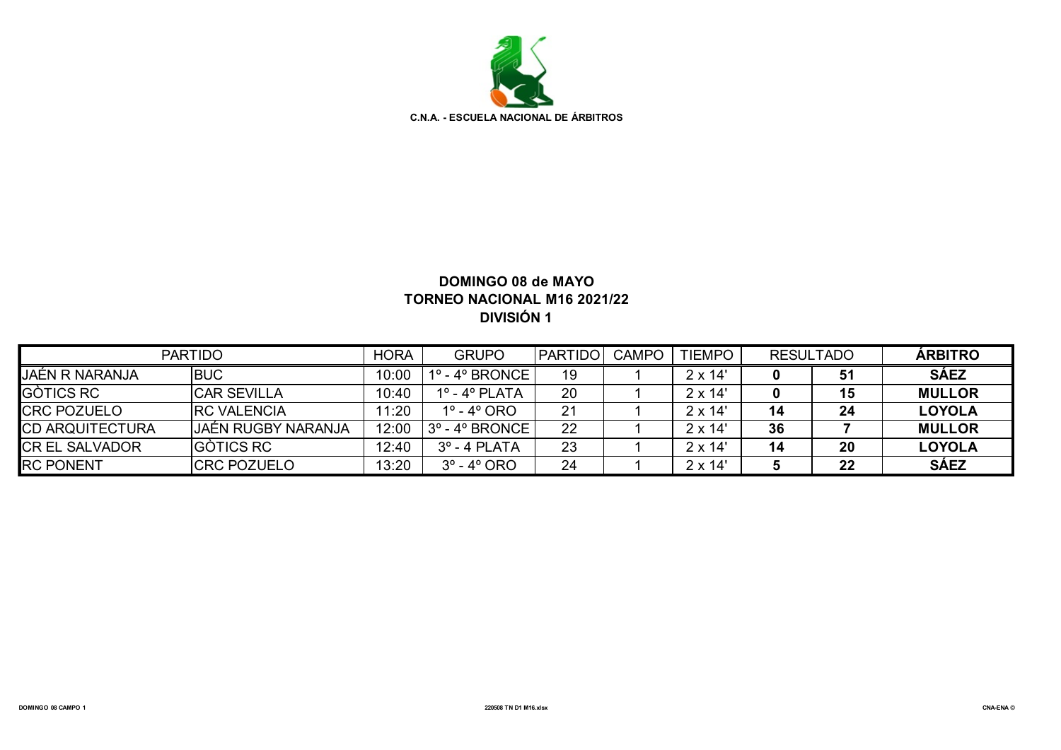C.N.A. - ESCUELA NACIONAL DE ÁRBITROS

**DOMINGO 08 de MAYO**
**TORNEO NACIONAL M16 2021/22**
**DIVISIÓN 1**

| PARTIDO | | HORA | GRUPO | PARTIDO | CAMPO | TIEMPO | RESULTADO | | ÁRBITRO |
|---|---|---|---|---|---|---|---|---|---|
| JAÉN R NARANJA | BUC | 10:00 | 1º - 4º BRONCE | 19 | 1 | 2 x 14' | **0** | **51** | **SÁEZ** |
| GÒTICS RC | CAR SEVILLA | 10:40 | 1º - 4º PLATA | 20 | 1 | 2 x 14' | **0** | **15** | **MULLOR** |
| CRC POZUELO | RC VALENCIA | 11:20 | 1º - 4º ORO | 21 | 1 | 2 x 14' | **14** | **24** | **LOYOLA** |
| CD ARQUITECTURA | JAÉN RUGBY NARANJA | 12:00 | 3º - 4º BRONCE | 22 | 1 | 2 x 14' | **36** | **7** | **MULLOR** |
| CR EL SALVADOR | GÒTICS RC | 12:40 | 3º - 4 PLATA | 23 | 1 | 2 x 14' | **14** | **20** | **LOYOLA** |
| RC PONENT | CRC POZUELO | 13:20 | 3º - 4º ORO | 24 | 1 | 2 x 14' | **5** | **22** | **SÁEZ** |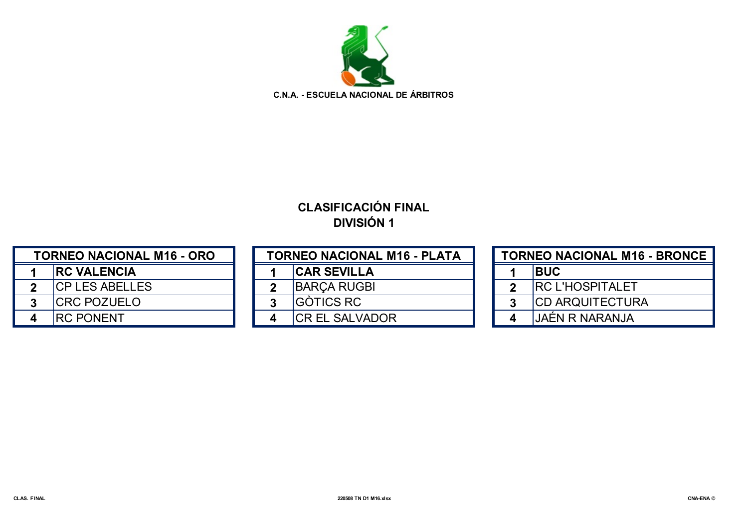C.N.A. - ESCUELA NACIONAL DE ÁRBITROS

## CLASIFICACIÓN FINAL
## DIVISIÓN 1

| TORNEO NACIONAL M16 - ORO | |
| --- | --- |
| **1** | **RC VALENCIA** |
| **2** | CP LES ABELLES |
| **3** | CRC POZUELO |
| **4** | RC PONENT |

| TORNEO NACIONAL M16 - PLATA | |
| --- | --- |
| **1** | **CAR SEVILLA** |
| **2** | BARÇA RUGBI |
| **3** | GÒTICS RC |
| **4** | CR EL SALVADOR |

| TORNEO NACIONAL M16 - BRONCE | |
| --- | --- |
| **1** | **BUC** |
| **2** | RC L'HOSPITALET |
| **3** | CD ARQUITECTURA |
| **4** | JAÉN R NARANJA |